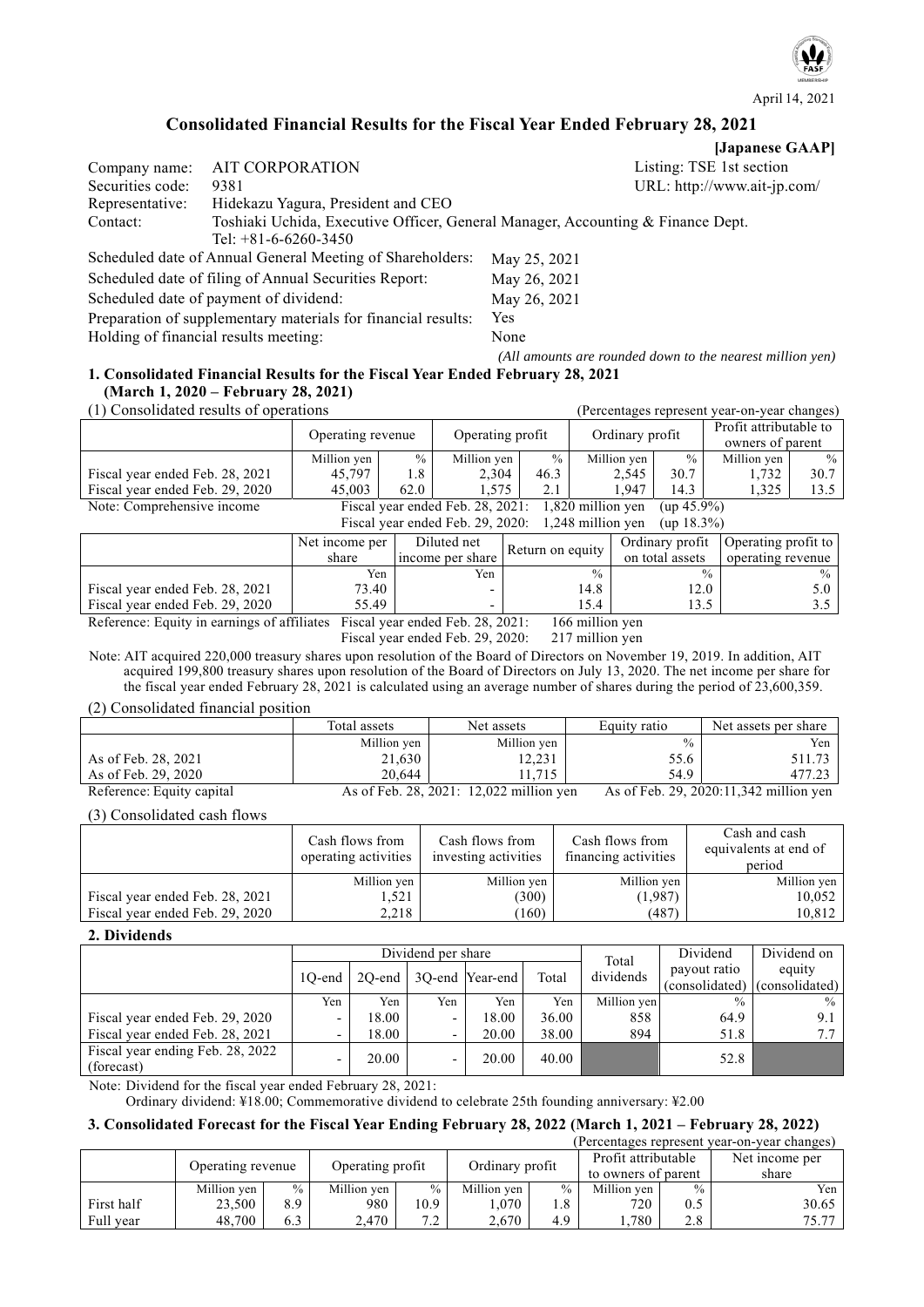April 14, 2021

# Consolidated Financial Results for the Fiscal Year Ended February 28, 2021

**[Japanese GAAP]**

| | | |
|---|---|---|
| Company name: | AIT CORPORATION | Listing: TSE 1st section |
| Securities code: | 9381 | URL: http://www.ait-jp.com/ |
| Representative: | Hidekazu Yagura, President and CEO | |
| Contact: | Toshiaki Uchida, Executive Officer, General Manager, Accounting & Finance Dept. Tel: +81-6-6260-3450 | |

| | |
|---|---|
| Scheduled date of Annual General Meeting of Shareholders: | May 25, 2021 |
| Scheduled date of filing of Annual Securities Report: | May 26, 2021 |
| Scheduled date of payment of dividend: | May 26, 2021 |
| Preparation of supplementary materials for financial results: | Yes |
| Holding of financial results meeting: | None |

*(All amounts are rounded down to the nearest million yen)*

## 1. Consolidated Financial Results for the Fiscal Year Ended February 28, 2021 (March 1, 2020 – February 28, 2021)

(1) Consolidated results of operations (Percentages represent year-on-year changes)

| | Operating revenue | | Operating profit | | Ordinary profit | | Profit attributable to owners of parent | |
|---|---|---|---|---|---|---|---|---|
| | Million yen | % | Million yen | % | Million yen | % | Million yen | % |
| Fiscal year ended Feb. 28, 2021 | 45,797 | 1.8 | 2,304 | 46.3 | 2,545 | 30.7 | 1,732 | 30.7 |
| Fiscal year ended Feb. 29, 2020 | 45,003 | 62.0 | 1,575 | 2.1 | 1,947 | 14.3 | 1,325 | 13.5 |

Note: Comprehensive income
Fiscal year ended Feb. 28, 2021: 1,820 million yen (up 45.9%)
Fiscal year ended Feb. 29, 2020: 1,248 million yen (up 18.3%)

| | Net income per share | Diluted net income per share | Return on equity | Ordinary profit on total assets | Operating profit to operating revenue |
|---|---|---|---|---|---|
| | Yen | Yen | % | % | % |
| Fiscal year ended Feb. 28, 2021 | 73.40 | - | 14.8 | 12.0 | 5.0 |
| Fiscal year ended Feb. 29, 2020 | 55.49 | - | 15.4 | 13.5 | 3.5 |

Reference: Equity in earnings of affiliates
Fiscal year ended Feb. 28, 2021: 166 million yen
Fiscal year ended Feb. 29, 2020: 217 million yen

Note: AIT acquired 220,000 treasury shares upon resolution of the Board of Directors on November 19, 2019. In addition, AIT acquired 199,800 treasury shares upon resolution of the Board of Directors on July 13, 2020. The net income per share for the fiscal year ended February 28, 2021 is calculated using an average number of shares during the period of 23,600,359.

(2) Consolidated financial position

| | Total assets | Net assets | Equity ratio | Net assets per share |
|---|---|---|---|---|
| | Million yen | Million yen | % | Yen |
| As of Feb. 28, 2021 | 21,630 | 12,231 | 55.6 | 511.73 |
| As of Feb. 29, 2020 | 20,644 | 11,715 | 54.9 | 477.23 |

Reference: Equity capital As of Feb. 28, 2021: 12,022 million yen As of Feb. 29, 2020:11,342 million yen

(3) Consolidated cash flows

| | Cash flows from operating activities | Cash flows from investing activities | Cash flows from financing activities | Cash and cash equivalents at end of period |
|---|---|---|---|---|
| | Million yen | Million yen | Million yen | Million yen |
| Fiscal year ended Feb. 28, 2021 | 1,521 | (300) | (1,987) | 10,052 |
| Fiscal year ended Feb. 29, 2020 | 2,218 | (160) | (487) | 10,812 |

## 2. Dividends

| | Dividend per share | | | | | Total dividends | Dividend payout ratio (consolidated) | Dividend on equity (consolidated) |
|---|---|---|---|---|---|---|---|---|
| | 1Q-end | 2Q-end | 3Q-end | Year-end | Total | | | |
| | Yen | Yen | Yen | Yen | Yen | Million yen | % | % |
| Fiscal year ended Feb. 29, 2020 | - | 18.00 | - | 18.00 | 36.00 | 858 | 64.9 | 9.1 |
| Fiscal year ended Feb. 28, 2021 | - | 18.00 | - | 20.00 | 38.00 | 894 | 51.8 | 7.7 |
| Fiscal year ending Feb. 28, 2022 (forecast) | - | 20.00 | - | 20.00 | 40.00 | | 52.8 | |

Note: Dividend for the fiscal year ended February 28, 2021:
Ordinary dividend: ¥18.00; Commemorative dividend to celebrate 25th founding anniversary: ¥2.00

## 3. Consolidated Forecast for the Fiscal Year Ending February 28, 2022 (March 1, 2021 – February 28, 2022)

(Percentages represent year-on-year changes)

| | Operating revenue | | Operating profit | | Ordinary profit | | Profit attributable to owners of parent | | Net income per share |
|---|---|---|---|---|---|---|---|---|---|
| | Million yen | % | Million yen | % | Million yen | % | Million yen | % | Yen |
| First half | 23,500 | 8.9 | 980 | 10.9 | 1,070 | 1.8 | 720 | 0.5 | 30.65 |
| Full year | 48,700 | 6.3 | 2,470 | 7.2 | 2,670 | 4.9 | 1,780 | 2.8 | 75.77 |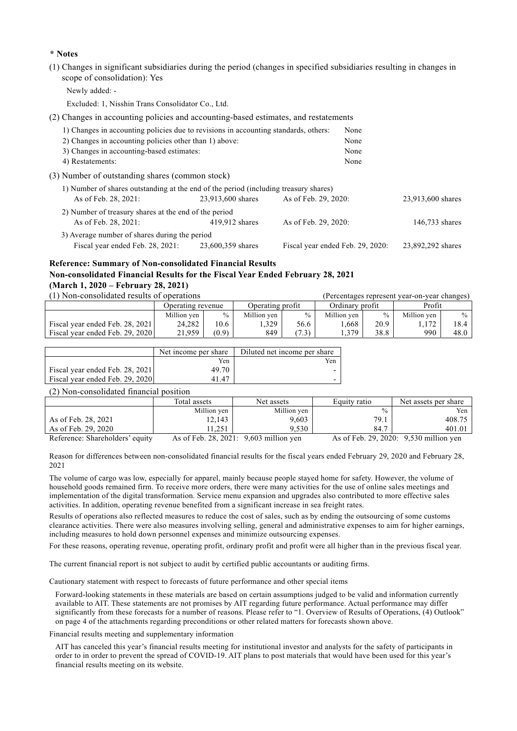**\* Notes**

(1) Changes in significant subsidiaries during the period (changes in specified subsidiaries resulting in changes in scope of consolidation): Yes

Newly added: -

Excluded: 1, Nisshin Trans Consolidator Co., Ltd.

(2) Changes in accounting policies and accounting-based estimates, and restatements

| | |
|---|---|
| 1) Changes in accounting policies due to revisions in accounting standards, others: | None |
| 2) Changes in accounting policies other than 1) above: | None |
| 3) Changes in accounting-based estimates: | None |
| 4) Restatements: | None |

(3) Number of outstanding shares (common stock)

1) Number of shares outstanding at the end of the period (including treasury shares)

| | | | |
|---|---|---|---|
| As of Feb. 28, 2021: | 23,913,600 shares | As of Feb. 29, 2020: | 23,913,600 shares |

2) Number of treasury shares at the end of the period

| | | | |
|---|---|---|---|
| As of Feb. 28, 2021: | 419,912 shares | As of Feb. 29, 2020: | 146,733 shares |

3) Average number of shares during the period

| | | | |
|---|---|---|---|
| Fiscal year ended Feb. 28, 2021: | 23,600,359 shares | Fiscal year ended Feb. 29, 2020: | 23,892,292 shares |

**Reference: Summary of Non-consolidated Financial Results**
**Non-consolidated Financial Results for the Fiscal Year Ended February 28, 2021**
**(March 1, 2020 – February 28, 2021)**

(1) Non-consolidated results of operations (Percentages represent year-on-year changes)

| | Operating revenue | | Operating profit | | Ordinary profit | | Profit | |
|---|---|---|---|---|---|---|---|---|
| | Million yen | % | Million yen | % | Million yen | % | Million yen | % |
| Fiscal year ended Feb. 28, 2021 | 24,282 | 10.6 | 1,329 | 56.6 | 1,668 | 20.9 | 1,172 | 18.4 |
| Fiscal year ended Feb. 29, 2020 | 21,959 | (0.9) | 849 | (7.3) | 1,379 | 38.8 | 990 | 48.0 |

| | Net income per share | Diluted net income per share |
|---|---|---|
| | Yen | Yen |
| Fiscal year ended Feb. 28, 2021 | 49.70 | - |
| Fiscal year ended Feb. 29, 2020 | 41.47 | - |

(2) Non-consolidated financial position

| | Total assets | Net assets | Equity ratio | Net assets per share |
|---|---|---|---|---|
| | Million yen | Million yen | % | Yen |
| As of Feb. 28, 2021 | 12,143 | 9,603 | 79.1 | 408.75 |
| As of Feb. 29, 2020 | 11,251 | 9,530 | 84.7 | 401.01 |

Reference: Shareholders' equity As of Feb. 28, 2021: 9,603 million yen As of Feb. 29, 2020: 9,530 million yen

Reason for differences between non-consolidated financial results for the fiscal years ended February 29, 2020 and February 28, 2021

The volume of cargo was low, especially for apparel, mainly because people stayed home for safety. However, the volume of household goods remained firm. To receive more orders, there were many activities for the use of online sales meetings and implementation of the digital transformation. Service menu expansion and upgrades also contributed to more effective sales activities. In addition, operating revenue benefited from a significant increase in sea freight rates.

Results of operations also reflected measures to reduce the cost of sales, such as by ending the outsourcing of some customs clearance activities. There were also measures involving selling, general and administrative expenses to aim for higher earnings, including measures to hold down personnel expenses and minimize outsourcing expenses.

For these reasons, operating revenue, operating profit, ordinary profit and profit were all higher than in the previous fiscal year.

The current financial report is not subject to audit by certified public accountants or auditing firms.

Cautionary statement with respect to forecasts of future performance and other special items

Forward-looking statements in these materials are based on certain assumptions judged to be valid and information currently available to AIT. These statements are not promises by AIT regarding future performance. Actual performance may differ significantly from these forecasts for a number of reasons. Please refer to "1. Overview of Results of Operations, (4) Outlook" on page 4 of the attachments regarding preconditions or other related matters for forecasts shown above.

Financial results meeting and supplementary information

AIT has canceled this year's financial results meeting for institutional investor and analysts for the safety of participants in order to in order to prevent the spread of COVID-19. AIT plans to post materials that would have been used for this year's financial results meeting on its website.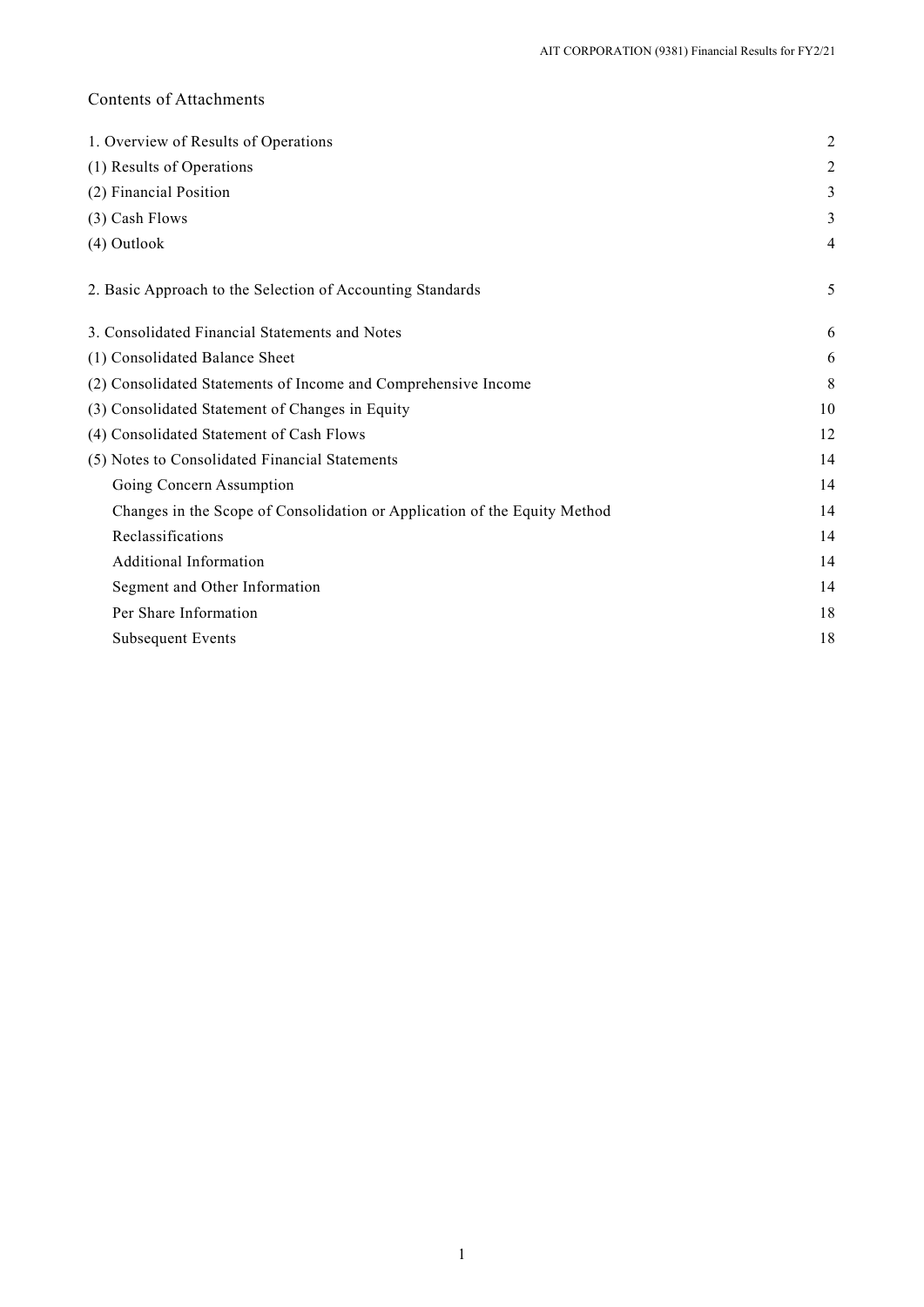## Contents of Attachments

| | |
|---|---|
| 1. Overview of Results of Operations | 2 |
| (1) Results of Operations | 2 |
| (2) Financial Position | 3 |
| (3) Cash Flows | 3 |
| (4) Outlook | 4 |
| 2. Basic Approach to the Selection of Accounting Standards | 5 |
| 3. Consolidated Financial Statements and Notes | 6 |
| (1) Consolidated Balance Sheet | 6 |
| (2) Consolidated Statements of Income and Comprehensive Income | 8 |
| (3) Consolidated Statement of Changes in Equity | 10 |
| (4) Consolidated Statement of Cash Flows | 12 |
| (5) Notes to Consolidated Financial Statements | 14 |
| Going Concern Assumption | 14 |
| Changes in the Scope of Consolidation or Application of the Equity Method | 14 |
| Reclassifications | 14 |
| Additional Information | 14 |
| Segment and Other Information | 14 |
| Per Share Information | 18 |
| Subsequent Events | 18 |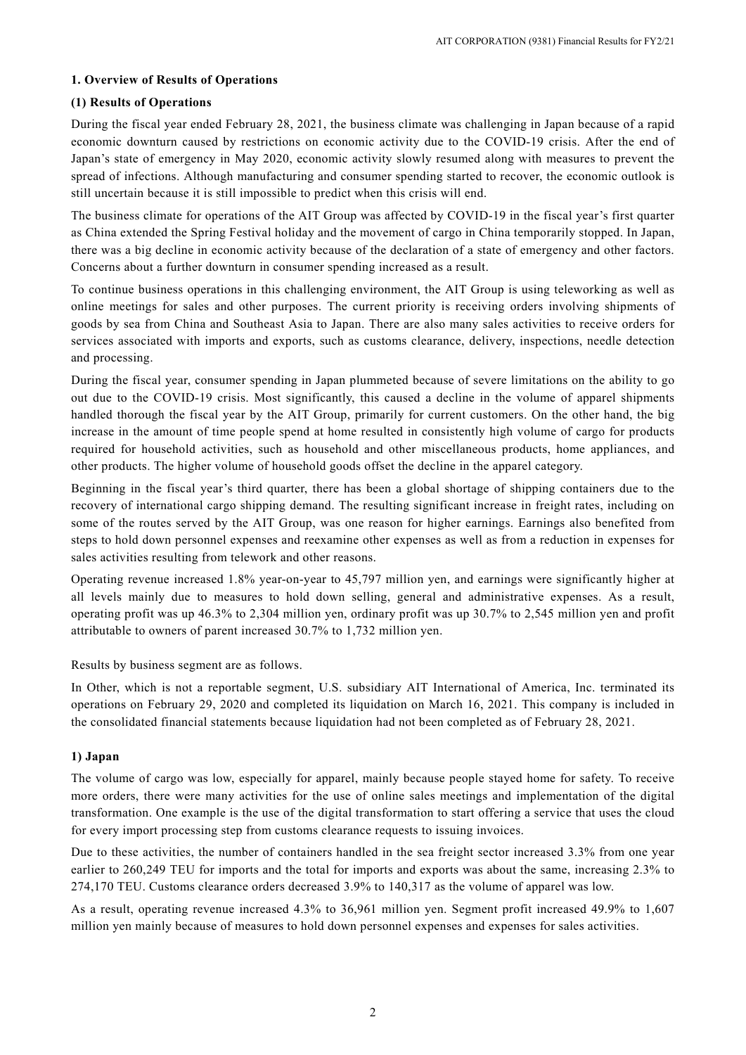## 1. Overview of Results of Operations

### (1) Results of Operations

During the fiscal year ended February 28, 2021, the business climate was challenging in Japan because of a rapid economic downturn caused by restrictions on economic activity due to the COVID-19 crisis. After the end of Japan's state of emergency in May 2020, economic activity slowly resumed along with measures to prevent the spread of infections. Although manufacturing and consumer spending started to recover, the economic outlook is still uncertain because it is still impossible to predict when this crisis will end.

The business climate for operations of the AIT Group was affected by COVID-19 in the fiscal year's first quarter as China extended the Spring Festival holiday and the movement of cargo in China temporarily stopped. In Japan, there was a big decline in economic activity because of the declaration of a state of emergency and other factors. Concerns about a further downturn in consumer spending increased as a result.

To continue business operations in this challenging environment, the AIT Group is using teleworking as well as online meetings for sales and other purposes. The current priority is receiving orders involving shipments of goods by sea from China and Southeast Asia to Japan. There are also many sales activities to receive orders for services associated with imports and exports, such as customs clearance, delivery, inspections, needle detection and processing.

During the fiscal year, consumer spending in Japan plummeted because of severe limitations on the ability to go out due to the COVID-19 crisis. Most significantly, this caused a decline in the volume of apparel shipments handled thorough the fiscal year by the AIT Group, primarily for current customers. On the other hand, the big increase in the amount of time people spend at home resulted in consistently high volume of cargo for products required for household activities, such as household and other miscellaneous products, home appliances, and other products. The higher volume of household goods offset the decline in the apparel category.

Beginning in the fiscal year's third quarter, there has been a global shortage of shipping containers due to the recovery of international cargo shipping demand. The resulting significant increase in freight rates, including on some of the routes served by the AIT Group, was one reason for higher earnings. Earnings also benefited from steps to hold down personnel expenses and reexamine other expenses as well as from a reduction in expenses for sales activities resulting from telework and other reasons.

Operating revenue increased 1.8% year-on-year to 45,797 million yen, and earnings were significantly higher at all levels mainly due to measures to hold down selling, general and administrative expenses. As a result, operating profit was up 46.3% to 2,304 million yen, ordinary profit was up 30.7% to 2,545 million yen and profit attributable to owners of parent increased 30.7% to 1,732 million yen.

Results by business segment are as follows.

In Other, which is not a reportable segment, U.S. subsidiary AIT International of America, Inc. terminated its operations on February 29, 2020 and completed its liquidation on March 16, 2021. This company is included in the consolidated financial statements because liquidation had not been completed as of February 28, 2021.

### 1) Japan

The volume of cargo was low, especially for apparel, mainly because people stayed home for safety. To receive more orders, there were many activities for the use of online sales meetings and implementation of the digital transformation. One example is the use of the digital transformation to start offering a service that uses the cloud for every import processing step from customs clearance requests to issuing invoices.

Due to these activities, the number of containers handled in the sea freight sector increased 3.3% from one year earlier to 260,249 TEU for imports and the total for imports and exports was about the same, increasing 2.3% to 274,170 TEU. Customs clearance orders decreased 3.9% to 140,317 as the volume of apparel was low.

As a result, operating revenue increased 4.3% to 36,961 million yen. Segment profit increased 49.9% to 1,607 million yen mainly because of measures to hold down personnel expenses and expenses for sales activities.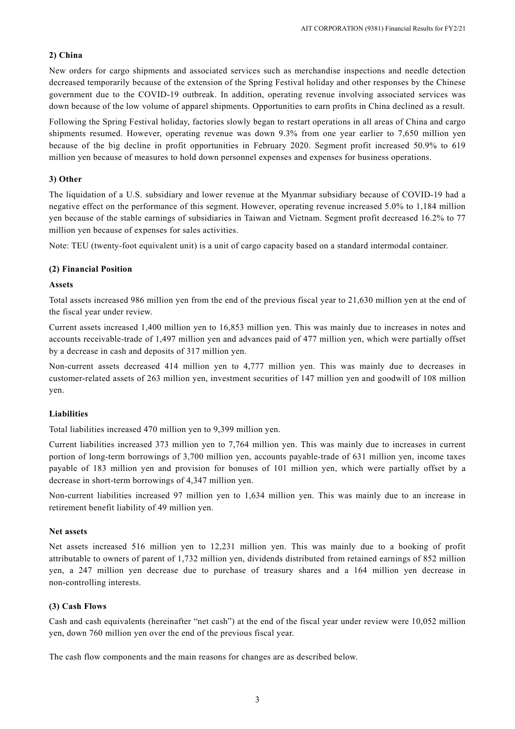#### 2) China

New orders for cargo shipments and associated services such as merchandise inspections and needle detection decreased temporarily because of the extension of the Spring Festival holiday and other responses by the Chinese government due to the COVID-19 outbreak. In addition, operating revenue involving associated services was down because of the low volume of apparel shipments. Opportunities to earn profits in China declined as a result.

Following the Spring Festival holiday, factories slowly began to restart operations in all areas of China and cargo shipments resumed. However, operating revenue was down 9.3% from one year earlier to 7,650 million yen because of the big decline in profit opportunities in February 2020. Segment profit increased 50.9% to 619 million yen because of measures to hold down personnel expenses and expenses for business operations.

#### 3) Other

The liquidation of a U.S. subsidiary and lower revenue at the Myanmar subsidiary because of COVID-19 had a negative effect on the performance of this segment. However, operating revenue increased 5.0% to 1,184 million yen because of the stable earnings of subsidiaries in Taiwan and Vietnam. Segment profit decreased 16.2% to 77 million yen because of expenses for sales activities.

Note: TEU (twenty-foot equivalent unit) is a unit of cargo capacity based on a standard intermodal container.

### (2) Financial Position

#### Assets

Total assets increased 986 million yen from the end of the previous fiscal year to 21,630 million yen at the end of the fiscal year under review.

Current assets increased 1,400 million yen to 16,853 million yen. This was mainly due to increases in notes and accounts receivable-trade of 1,497 million yen and advances paid of 477 million yen, which were partially offset by a decrease in cash and deposits of 317 million yen.

Non-current assets decreased 414 million yen to 4,777 million yen. This was mainly due to decreases in customer-related assets of 263 million yen, investment securities of 147 million yen and goodwill of 108 million yen.

#### Liabilities

Total liabilities increased 470 million yen to 9,399 million yen.

Current liabilities increased 373 million yen to 7,764 million yen. This was mainly due to increases in current portion of long-term borrowings of 3,700 million yen, accounts payable-trade of 631 million yen, income taxes payable of 183 million yen and provision for bonuses of 101 million yen, which were partially offset by a decrease in short-term borrowings of 4,347 million yen.

Non-current liabilities increased 97 million yen to 1,634 million yen. This was mainly due to an increase in retirement benefit liability of 49 million yen.

#### Net assets

Net assets increased 516 million yen to 12,231 million yen. This was mainly due to a booking of profit attributable to owners of parent of 1,732 million yen, dividends distributed from retained earnings of 852 million yen, a 247 million yen decrease due to purchase of treasury shares and a 164 million yen decrease in non-controlling interests.

### (3) Cash Flows

Cash and cash equivalents (hereinafter "net cash") at the end of the fiscal year under review were 10,052 million yen, down 760 million yen over the end of the previous fiscal year.

The cash flow components and the main reasons for changes are as described below.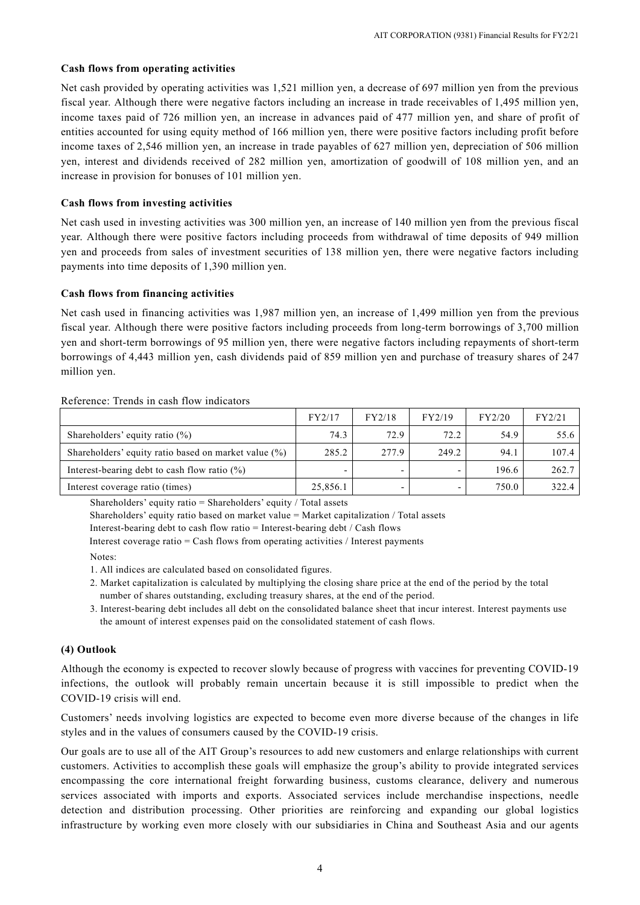**Cash flows from operating activities**

Net cash provided by operating activities was 1,521 million yen, a decrease of 697 million yen from the previous fiscal year. Although there were negative factors including an increase in trade receivables of 1,495 million yen, income taxes paid of 726 million yen, an increase in advances paid of 477 million yen, and share of profit of entities accounted for using equity method of 166 million yen, there were positive factors including profit before income taxes of 2,546 million yen, an increase in trade payables of 627 million yen, depreciation of 506 million yen, interest and dividends received of 282 million yen, amortization of goodwill of 108 million yen, and an increase in provision for bonuses of 101 million yen.

**Cash flows from investing activities**

Net cash used in investing activities was 300 million yen, an increase of 140 million yen from the previous fiscal year. Although there were positive factors including proceeds from withdrawal of time deposits of 949 million yen and proceeds from sales of investment securities of 138 million yen, there were negative factors including payments into time deposits of 1,390 million yen.

**Cash flows from financing activities**

Net cash used in financing activities was 1,987 million yen, an increase of 1,499 million yen from the previous fiscal year. Although there were positive factors including proceeds from long-term borrowings of 3,700 million yen and short-term borrowings of 95 million yen, there were negative factors including repayments of short-term borrowings of 4,443 million yen, cash dividends paid of 859 million yen and purchase of treasury shares of 247 million yen.

Reference: Trends in cash flow indicators

| | FY2/17 | FY2/18 | FY2/19 | FY2/20 | FY2/21 |
|---|---|---|---|---|---|
| Shareholders' equity ratio (%) | 74.3 | 72.9 | 72.2 | 54.9 | 55.6 |
| Shareholders' equity ratio based on market value (%) | 285.2 | 277.9 | 249.2 | 94.1 | 107.4 |
| Interest-bearing debt to cash flow ratio (%) | - | - | - | 196.6 | 262.7 |
| Interest coverage ratio (times) | 25,856.1 | - | - | 750.0 | 322.4 |

Shareholders' equity ratio = Shareholders' equity / Total assets

Shareholders' equity ratio based on market value = Market capitalization / Total assets

Interest-bearing debt to cash flow ratio = Interest-bearing debt / Cash flows

Interest coverage ratio = Cash flows from operating activities / Interest payments

Notes:

1. All indices are calculated based on consolidated figures.
2. Market capitalization is calculated by multiplying the closing share price at the end of the period by the total number of shares outstanding, excluding treasury shares, at the end of the period.
3. Interest-bearing debt includes all debt on the consolidated balance sheet that incur interest. Interest payments use the amount of interest expenses paid on the consolidated statement of cash flows.

**(4) Outlook**

Although the economy is expected to recover slowly because of progress with vaccines for preventing COVID-19 infections, the outlook will probably remain uncertain because it is still impossible to predict when the COVID-19 crisis will end.

Customers' needs involving logistics are expected to become even more diverse because of the changes in life styles and in the values of consumers caused by the COVID-19 crisis.

Our goals are to use all of the AIT Group's resources to add new customers and enlarge relationships with current customers. Activities to accomplish these goals will emphasize the group's ability to provide integrated services encompassing the core international freight forwarding business, customs clearance, delivery and numerous services associated with imports and exports. Associated services include merchandise inspections, needle detection and distribution processing. Other priorities are reinforcing and expanding our global logistics infrastructure by working even more closely with our subsidiaries in China and Southeast Asia and our agents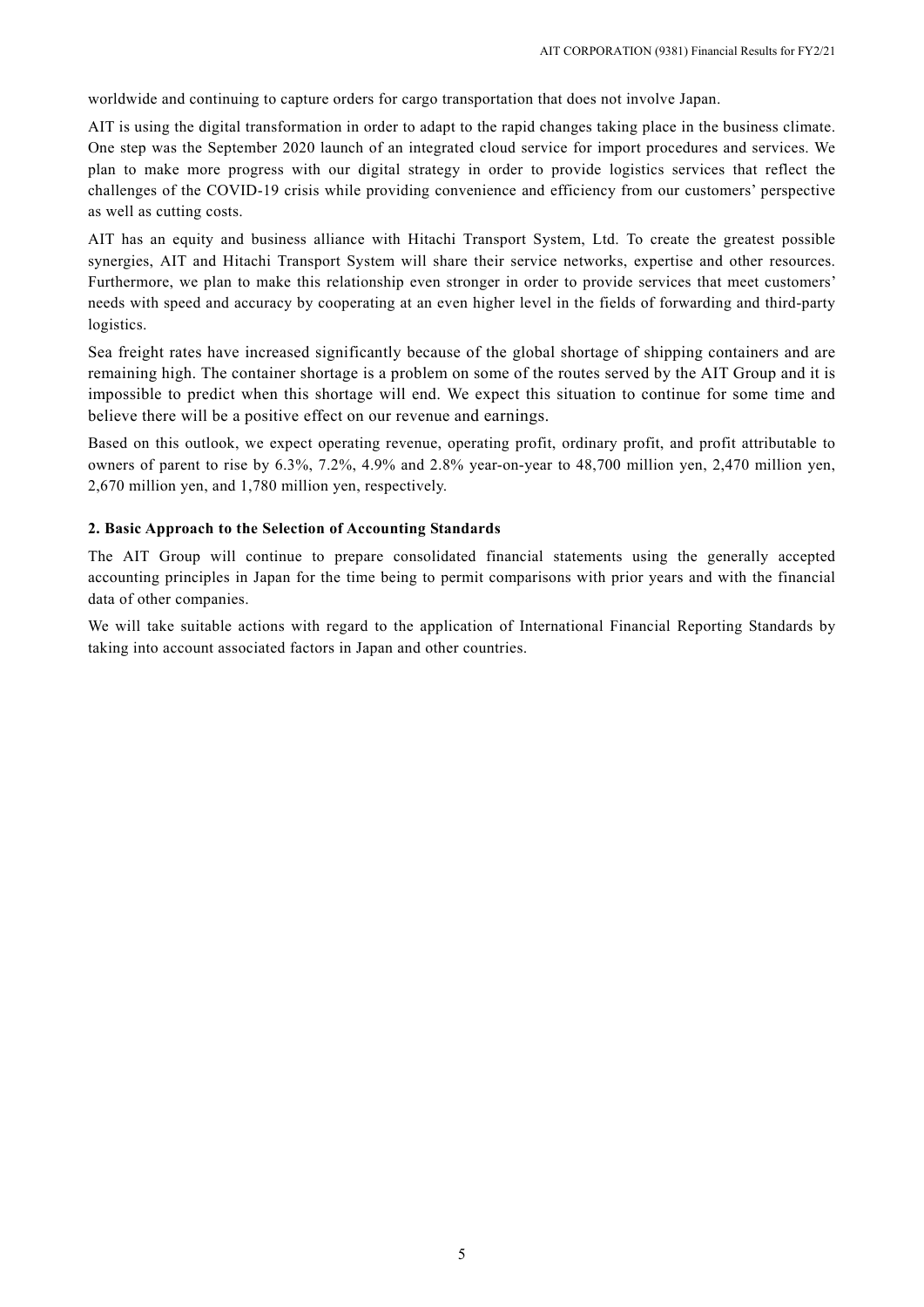worldwide and continuing to capture orders for cargo transportation that does not involve Japan.

AIT is using the digital transformation in order to adapt to the rapid changes taking place in the business climate. One step was the September 2020 launch of an integrated cloud service for import procedures and services. We plan to make more progress with our digital strategy in order to provide logistics services that reflect the challenges of the COVID-19 crisis while providing convenience and efficiency from our customers' perspective as well as cutting costs.

AIT has an equity and business alliance with Hitachi Transport System, Ltd. To create the greatest possible synergies, AIT and Hitachi Transport System will share their service networks, expertise and other resources. Furthermore, we plan to make this relationship even stronger in order to provide services that meet customers' needs with speed and accuracy by cooperating at an even higher level in the fields of forwarding and third-party logistics.

Sea freight rates have increased significantly because of the global shortage of shipping containers and are remaining high. The container shortage is a problem on some of the routes served by the AIT Group and it is impossible to predict when this shortage will end. We expect this situation to continue for some time and believe there will be a positive effect on our revenue and earnings.

Based on this outlook, we expect operating revenue, operating profit, ordinary profit, and profit attributable to owners of parent to rise by 6.3%, 7.2%, 4.9% and 2.8% year-on-year to 48,700 million yen, 2,470 million yen, 2,670 million yen, and 1,780 million yen, respectively.

**2. Basic Approach to the Selection of Accounting Standards**

The AIT Group will continue to prepare consolidated financial statements using the generally accepted accounting principles in Japan for the time being to permit comparisons with prior years and with the financial data of other companies.

We will take suitable actions with regard to the application of International Financial Reporting Standards by taking into account associated factors in Japan and other countries.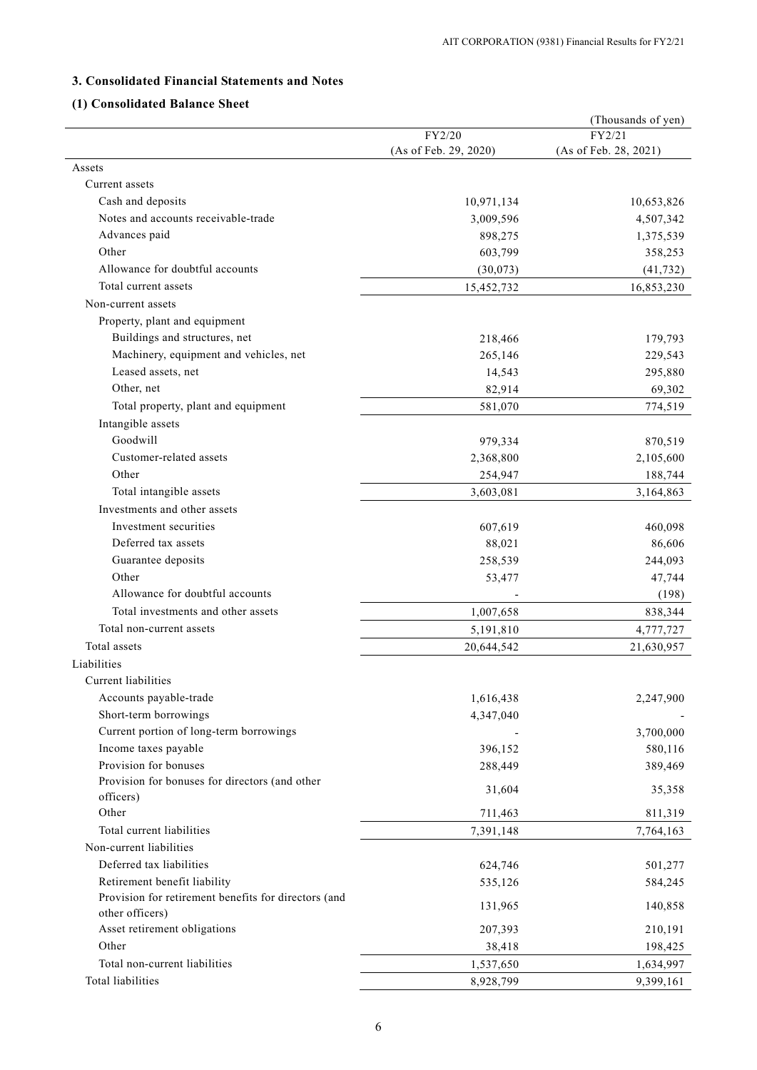## 3. Consolidated Financial Statements and Notes

### (1) Consolidated Balance Sheet

(Thousands of yen)

| | FY2/20 (As of Feb. 29, 2020) | FY2/21 (As of Feb. 28, 2021) |
|---|---|---|
| Assets | | |
| Current assets | | |
| Cash and deposits | 10,971,134 | 10,653,826 |
| Notes and accounts receivable-trade | 3,009,596 | 4,507,342 |
| Advances paid | 898,275 | 1,375,539 |
| Other | 603,799 | 358,253 |
| Allowance for doubtful accounts | (30,073) | (41,732) |
| Total current assets | 15,452,732 | 16,853,230 |
| Non-current assets | | |
| Property, plant and equipment | | |
| Buildings and structures, net | 218,466 | 179,793 |
| Machinery, equipment and vehicles, net | 265,146 | 229,543 |
| Leased assets, net | 14,543 | 295,880 |
| Other, net | 82,914 | 69,302 |
| Total property, plant and equipment | 581,070 | 774,519 |
| Intangible assets | | |
| Goodwill | 979,334 | 870,519 |
| Customer-related assets | 2,368,800 | 2,105,600 |
| Other | 254,947 | 188,744 |
| Total intangible assets | 3,603,081 | 3,164,863 |
| Investments and other assets | | |
| Investment securities | 607,619 | 460,098 |
| Deferred tax assets | 88,021 | 86,606 |
| Guarantee deposits | 258,539 | 244,093 |
| Other | 53,477 | 47,744 |
| Allowance for doubtful accounts | - | (198) |
| Total investments and other assets | 1,007,658 | 838,344 |
| Total non-current assets | 5,191,810 | 4,777,727 |
| Total assets | 20,644,542 | 21,630,957 |
| Liabilities | | |
| Current liabilities | | |
| Accounts payable-trade | 1,616,438 | 2,247,900 |
| Short-term borrowings | 4,347,040 | - |
| Current portion of long-term borrowings | - | 3,700,000 |
| Income taxes payable | 396,152 | 580,116 |
| Provision for bonuses | 288,449 | 389,469 |
| Provision for bonuses for directors (and other officers) | 31,604 | 35,358 |
| Other | 711,463 | 811,319 |
| Total current liabilities | 7,391,148 | 7,764,163 |
| Non-current liabilities | | |
| Deferred tax liabilities | 624,746 | 501,277 |
| Retirement benefit liability | 535,126 | 584,245 |
| Provision for retirement benefits for directors (and other officers) | 131,965 | 140,858 |
| Asset retirement obligations | 207,393 | 210,191 |
| Other | 38,418 | 198,425 |
| Total non-current liabilities | 1,537,650 | 1,634,997 |
| Total liabilities | 8,928,799 | 9,399,161 |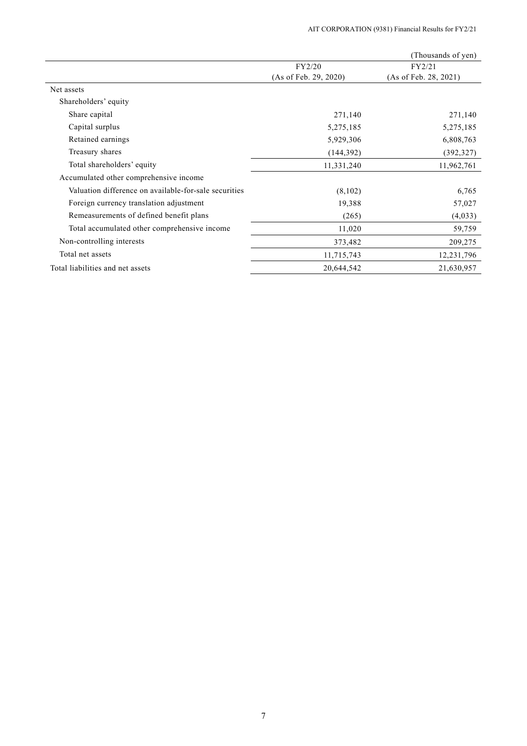(Thousands of yen)

| | FY2/20 (As of Feb. 29, 2020) | FY2/21 (As of Feb. 28, 2021) |
|---|---|---|
| Net assets | | |
| Shareholders' equity | | |
| Share capital | 271,140 | 271,140 |
| Capital surplus | 5,275,185 | 5,275,185 |
| Retained earnings | 5,929,306 | 6,808,763 |
| Treasury shares | (144,392) | (392,327) |
| Total shareholders' equity | 11,331,240 | 11,962,761 |
| Accumulated other comprehensive income | | |
| Valuation difference on available-for-sale securities | (8,102) | 6,765 |
| Foreign currency translation adjustment | 19,388 | 57,027 |
| Remeasurements of defined benefit plans | (265) | (4,033) |
| Total accumulated other comprehensive income | 11,020 | 59,759 |
| Non-controlling interests | 373,482 | 209,275 |
| Total net assets | 11,715,743 | 12,231,796 |
| Total liabilities and net assets | 20,644,542 | 21,630,957 |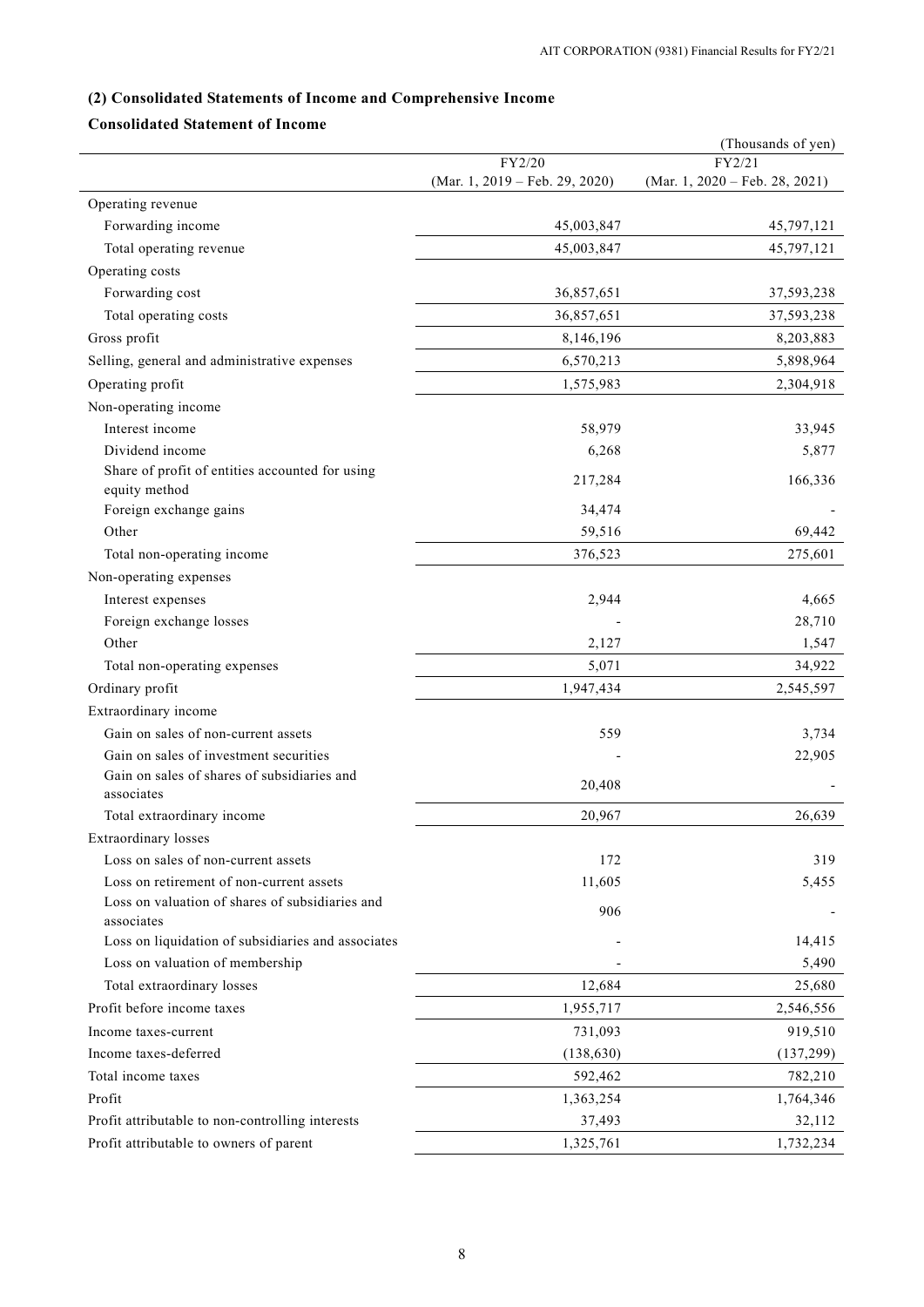## (2) Consolidated Statements of Income and Comprehensive Income

### Consolidated Statement of Income

(Thousands of yen)

| | FY2/20 (Mar. 1, 2019 – Feb. 29, 2020) | FY2/21 (Mar. 1, 2020 – Feb. 28, 2021) |
|---|---|---|
| Operating revenue | | |
| Forwarding income | 45,003,847 | 45,797,121 |
| Total operating revenue | 45,003,847 | 45,797,121 |
| Operating costs | | |
| Forwarding cost | 36,857,651 | 37,593,238 |
| Total operating costs | 36,857,651 | 37,593,238 |
| Gross profit | 8,146,196 | 8,203,883 |
| Selling, general and administrative expenses | 6,570,213 | 5,898,964 |
| Operating profit | 1,575,983 | 2,304,918 |
| Non-operating income | | |
| Interest income | 58,979 | 33,945 |
| Dividend income | 6,268 | 5,877 |
| Share of profit of entities accounted for using equity method | 217,284 | 166,336 |
| Foreign exchange gains | 34,474 | - |
| Other | 59,516 | 69,442 |
| Total non-operating income | 376,523 | 275,601 |
| Non-operating expenses | | |
| Interest expenses | 2,944 | 4,665 |
| Foreign exchange losses | - | 28,710 |
| Other | 2,127 | 1,547 |
| Total non-operating expenses | 5,071 | 34,922 |
| Ordinary profit | 1,947,434 | 2,545,597 |
| Extraordinary income | | |
| Gain on sales of non-current assets | 559 | 3,734 |
| Gain on sales of investment securities | - | 22,905 |
| Gain on sales of shares of subsidiaries and associates | 20,408 | - |
| Total extraordinary income | 20,967 | 26,639 |
| Extraordinary losses | | |
| Loss on sales of non-current assets | 172 | 319 |
| Loss on retirement of non-current assets | 11,605 | 5,455 |
| Loss on valuation of shares of subsidiaries and associates | 906 | - |
| Loss on liquidation of subsidiaries and associates | - | 14,415 |
| Loss on valuation of membership | - | 5,490 |
| Total extraordinary losses | 12,684 | 25,680 |
| Profit before income taxes | 1,955,717 | 2,546,556 |
| Income taxes-current | 731,093 | 919,510 |
| Income taxes-deferred | (138,630) | (137,299) |
| Total income taxes | 592,462 | 782,210 |
| Profit | 1,363,254 | 1,764,346 |
| Profit attributable to non-controlling interests | 37,493 | 32,112 |
| Profit attributable to owners of parent | 1,325,761 | 1,732,234 |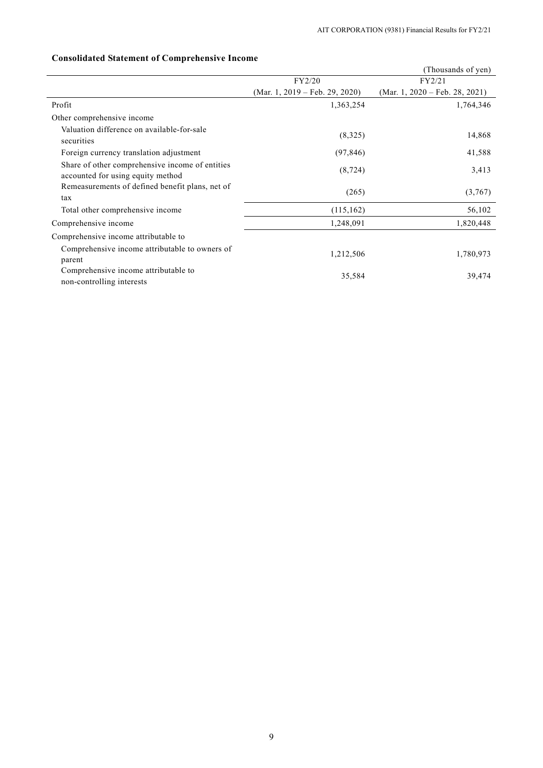### Consolidated Statement of Comprehensive Income

(Thousands of yen)

| | FY2/20 (Mar. 1, 2019 – Feb. 29, 2020) | FY2/21 (Mar. 1, 2020 – Feb. 28, 2021) |
|---|---|---|
| Profit | 1,363,254 | 1,764,346 |
| Other comprehensive income | | |
| Valuation difference on available-for-sale securities | (8,325) | 14,868 |
| Foreign currency translation adjustment | (97,846) | 41,588 |
| Share of other comprehensive income of entities accounted for using equity method | (8,724) | 3,413 |
| Remeasurements of defined benefit plans, net of tax | (265) | (3,767) |
| Total other comprehensive income | (115,162) | 56,102 |
| Comprehensive income | 1,248,091 | 1,820,448 |
| Comprehensive income attributable to | | |
| Comprehensive income attributable to owners of parent | 1,212,506 | 1,780,973 |
| Comprehensive income attributable to non-controlling interests | 35,584 | 39,474 |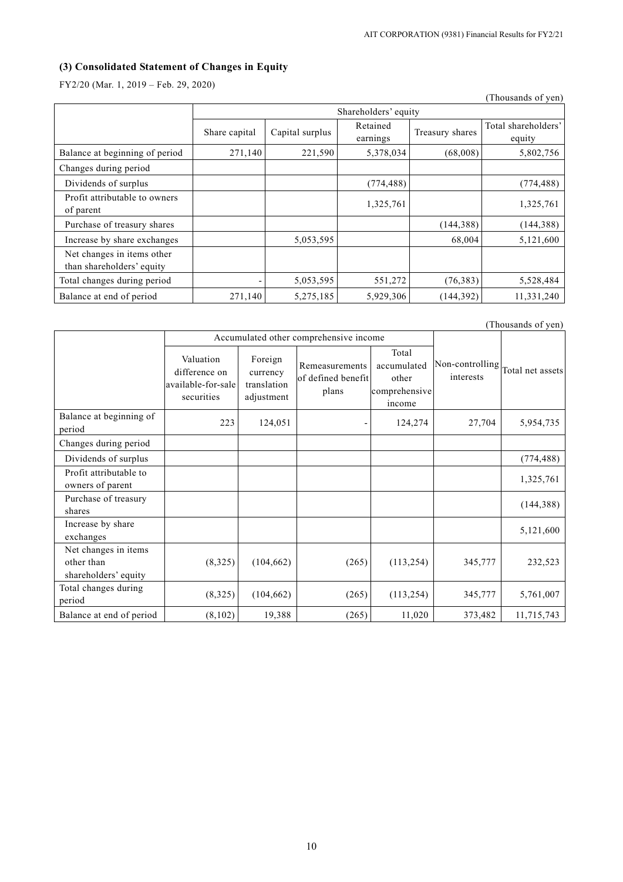### (3) Consolidated Statement of Changes in Equity

FY2/20 (Mar. 1, 2019 – Feb. 29, 2020)

(Thousands of yen)

| | Shareholders' equity | | | | |
|---|---|---|---|---|---|
| | Share capital | Capital surplus | Retained earnings | Treasury shares | Total shareholders' equity |
| Balance at beginning of period | 271,140 | 221,590 | 5,378,034 | (68,008) | 5,802,756 |
| Changes during period | | | | | |
| Dividends of surplus | | | (774,488) | | (774,488) |
| Profit attributable to owners of parent | | | 1,325,761 | | 1,325,761 |
| Purchase of treasury shares | | | | (144,388) | (144,388) |
| Increase by share exchanges | | 5,053,595 | | 68,004 | 5,121,600 |
| Net changes in items other than shareholders' equity | | | | | |
| Total changes during period | - | 5,053,595 | 551,272 | (76,383) | 5,528,484 |
| Balance at end of period | 271,140 | 5,275,185 | 5,929,306 | (144,392) | 11,331,240 |

(Thousands of yen)

| | Accumulated other comprehensive income | | | | Non-controlling interests | Total net assets |
|---|---|---|---|---|---|---|
| | Valuation difference on available-for-sale securities | Foreign currency translation adjustment | Remeasurements of defined benefit plans | Total accumulated other comprehensive income | | |
| Balance at beginning of period | 223 | 124,051 | - | 124,274 | 27,704 | 5,954,735 |
| Changes during period | | | | | | |
| Dividends of surplus | | | | | | (774,488) |
| Profit attributable to owners of parent | | | | | | 1,325,761 |
| Purchase of treasury shares | | | | | | (144,388) |
| Increase by share exchanges | | | | | | 5,121,600 |
| Net changes in items other than shareholders' equity | (8,325) | (104,662) | (265) | (113,254) | 345,777 | 232,523 |
| Total changes during period | (8,325) | (104,662) | (265) | (113,254) | 345,777 | 5,761,007 |
| Balance at end of period | (8,102) | 19,388 | (265) | 11,020 | 373,482 | 11,715,743 |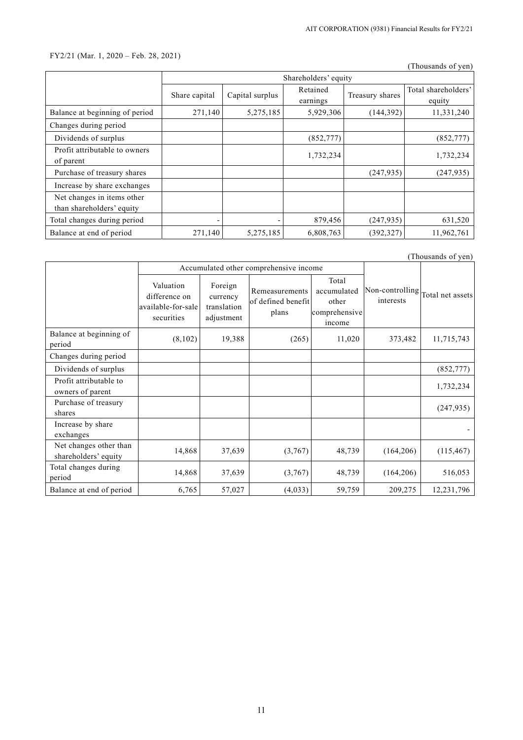FY2/21 (Mar. 1, 2020 – Feb. 28, 2021)

(Thousands of yen)

| | Shareholders' equity | | | | |
|---|---|---|---|---|---|
| | Share capital | Capital surplus | Retained earnings | Treasury shares | Total shareholders' equity |
| Balance at beginning of period | 271,140 | 5,275,185 | 5,929,306 | (144,392) | 11,331,240 |
| Changes during period | | | | | |
| Dividends of surplus | | | (852,777) | | (852,777) |
| Profit attributable to owners of parent | | | 1,732,234 | | 1,732,234 |
| Purchase of treasury shares | | | | (247,935) | (247,935) |
| Increase by share exchanges | | | | | |
| Net changes in items other than shareholders' equity | | | | | |
| Total changes during period | - | - | 879,456 | (247,935) | 631,520 |
| Balance at end of period | 271,140 | 5,275,185 | 6,808,763 | (392,327) | 11,962,761 |

(Thousands of yen)

| | Accumulated other comprehensive income | | | | Non-controlling interests | Total net assets |
|---|---|---|---|---|---|---|
| | Valuation difference on available-for-sale securities | Foreign currency translation adjustment | Remeasurements of defined benefit plans | Total accumulated other comprehensive income | | |
| Balance at beginning of period | (8,102) | 19,388 | (265) | 11,020 | 373,482 | 11,715,743 |
| Changes during period | | | | | | |
| Dividends of surplus | | | | | | (852,777) |
| Profit attributable to owners of parent | | | | | | 1,732,234 |
| Purchase of treasury shares | | | | | | (247,935) |
| Increase by share exchanges | | | | | | - |
| Net changes other than shareholders' equity | 14,868 | 37,639 | (3,767) | 48,739 | (164,206) | (115,467) |
| Total changes during period | 14,868 | 37,639 | (3,767) | 48,739 | (164,206) | 516,053 |
| Balance at end of period | 6,765 | 57,027 | (4,033) | 59,759 | 209,275 | 12,231,796 |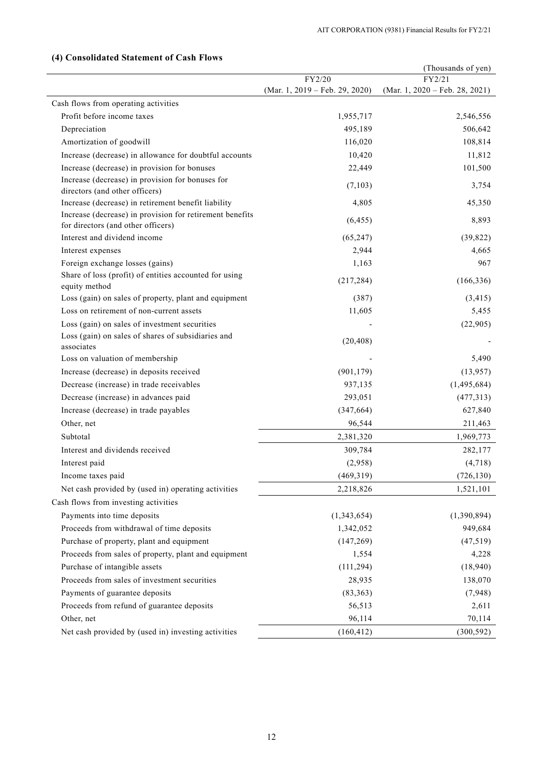### (4) Consolidated Statement of Cash Flows

(Thousands of yen)

| | FY2/20 (Mar. 1, 2019 – Feb. 29, 2020) | FY2/21 (Mar. 1, 2020 – Feb. 28, 2021) |
|---|---|---|
| Cash flows from operating activities | | |
| Profit before income taxes | 1,955,717 | 2,546,556 |
| Depreciation | 495,189 | 506,642 |
| Amortization of goodwill | 116,020 | 108,814 |
| Increase (decrease) in allowance for doubtful accounts | 10,420 | 11,812 |
| Increase (decrease) in provision for bonuses | 22,449 | 101,500 |
| Increase (decrease) in provision for bonuses for directors (and other officers) | (7,103) | 3,754 |
| Increase (decrease) in retirement benefit liability | 4,805 | 45,350 |
| Increase (decrease) in provision for retirement benefits for directors (and other officers) | (6,455) | 8,893 |
| Interest and dividend income | (65,247) | (39,822) |
| Interest expenses | 2,944 | 4,665 |
| Foreign exchange losses (gains) | 1,163 | 967 |
| Share of loss (profit) of entities accounted for using equity method | (217,284) | (166,336) |
| Loss (gain) on sales of property, plant and equipment | (387) | (3,415) |
| Loss on retirement of non-current assets | 11,605 | 5,455 |
| Loss (gain) on sales of investment securities | - | (22,905) |
| Loss (gain) on sales of shares of subsidiaries and associates | (20,408) | - |
| Loss on valuation of membership | - | 5,490 |
| Increase (decrease) in deposits received | (901,179) | (13,957) |
| Decrease (increase) in trade receivables | 937,135 | (1,495,684) |
| Decrease (increase) in advances paid | 293,051 | (477,313) |
| Increase (decrease) in trade payables | (347,664) | 627,840 |
| Other, net | 96,544 | 211,463 |
| Subtotal | 2,381,320 | 1,969,773 |
| Interest and dividends received | 309,784 | 282,177 |
| Interest paid | (2,958) | (4,718) |
| Income taxes paid | (469,319) | (726,130) |
| Net cash provided by (used in) operating activities | 2,218,826 | 1,521,101 |
| Cash flows from investing activities | | |
| Payments into time deposits | (1,343,654) | (1,390,894) |
| Proceeds from withdrawal of time deposits | 1,342,052 | 949,684 |
| Purchase of property, plant and equipment | (147,269) | (47,519) |
| Proceeds from sales of property, plant and equipment | 1,554 | 4,228 |
| Purchase of intangible assets | (111,294) | (18,940) |
| Proceeds from sales of investment securities | 28,935 | 138,070 |
| Payments of guarantee deposits | (83,363) | (7,948) |
| Proceeds from refund of guarantee deposits | 56,513 | 2,611 |
| Other, net | 96,114 | 70,114 |
| Net cash provided by (used in) investing activities | (160,412) | (300,592) |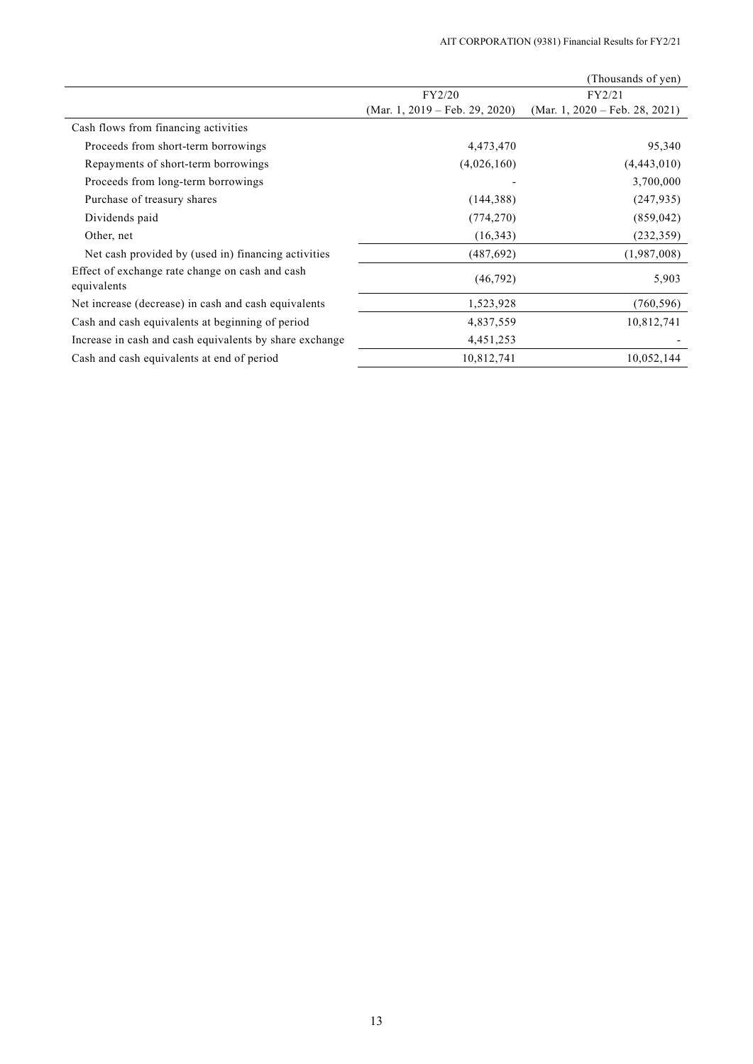(Thousands of yen)

| | FY2/20 (Mar. 1, 2019 – Feb. 29, 2020) | FY2/21 (Mar. 1, 2020 – Feb. 28, 2021) |
|---|---|---|
| Cash flows from financing activities | | |
| Proceeds from short-term borrowings | 4,473,470 | 95,340 |
| Repayments of short-term borrowings | (4,026,160) | (4,443,010) |
| Proceeds from long-term borrowings | - | 3,700,000 |
| Purchase of treasury shares | (144,388) | (247,935) |
| Dividends paid | (774,270) | (859,042) |
| Other, net | (16,343) | (232,359) |
| Net cash provided by (used in) financing activities | (487,692) | (1,987,008) |
| Effect of exchange rate change on cash and cash equivalents | (46,792) | 5,903 |
| Net increase (decrease) in cash and cash equivalents | 1,523,928 | (760,596) |
| Cash and cash equivalents at beginning of period | 4,837,559 | 10,812,741 |
| Increase in cash and cash equivalents by share exchange | 4,451,253 | - |
| Cash and cash equivalents at end of period | 10,812,741 | 10,052,144 |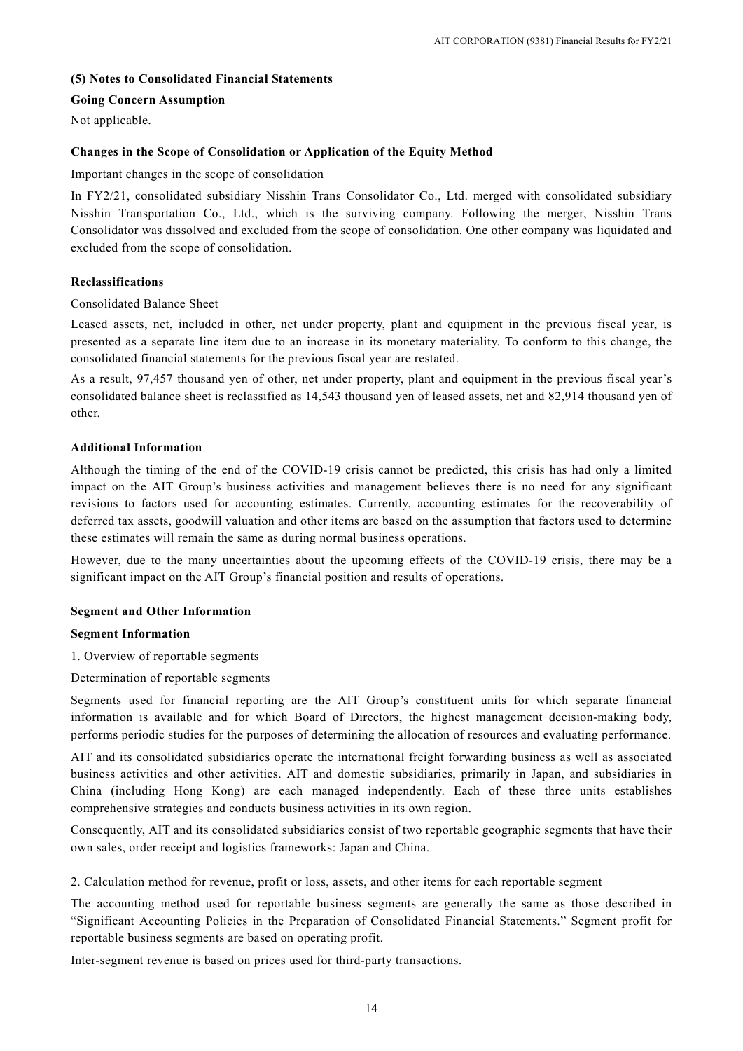## (5) Notes to Consolidated Financial Statements

### Going Concern Assumption

Not applicable.

### Changes in the Scope of Consolidation or Application of the Equity Method

Important changes in the scope of consolidation

In FY2/21, consolidated subsidiary Nisshin Trans Consolidator Co., Ltd. merged with consolidated subsidiary Nisshin Transportation Co., Ltd., which is the surviving company. Following the merger, Nisshin Trans Consolidator was dissolved and excluded from the scope of consolidation. One other company was liquidated and excluded from the scope of consolidation.

### Reclassifications

Consolidated Balance Sheet

Leased assets, net, included in other, net under property, plant and equipment in the previous fiscal year, is presented as a separate line item due to an increase in its monetary materiality. To conform to this change, the consolidated financial statements for the previous fiscal year are restated.

As a result, 97,457 thousand yen of other, net under property, plant and equipment in the previous fiscal year's consolidated balance sheet is reclassified as 14,543 thousand yen of leased assets, net and 82,914 thousand yen of other.

### Additional Information

Although the timing of the end of the COVID-19 crisis cannot be predicted, this crisis has had only a limited impact on the AIT Group's business activities and management believes there is no need for any significant revisions to factors used for accounting estimates. Currently, accounting estimates for the recoverability of deferred tax assets, goodwill valuation and other items are based on the assumption that factors used to determine these estimates will remain the same as during normal business operations.

However, due to the many uncertainties about the upcoming effects of the COVID-19 crisis, there may be a significant impact on the AIT Group's financial position and results of operations.

### Segment and Other Information

#### Segment Information

1. Overview of reportable segments

Determination of reportable segments

Segments used for financial reporting are the AIT Group's constituent units for which separate financial information is available and for which Board of Directors, the highest management decision-making body, performs periodic studies for the purposes of determining the allocation of resources and evaluating performance.

AIT and its consolidated subsidiaries operate the international freight forwarding business as well as associated business activities and other activities. AIT and domestic subsidiaries, primarily in Japan, and subsidiaries in China (including Hong Kong) are each managed independently. Each of these three units establishes comprehensive strategies and conducts business activities in its own region.

Consequently, AIT and its consolidated subsidiaries consist of two reportable geographic segments that have their own sales, order receipt and logistics frameworks: Japan and China.

2. Calculation method for revenue, profit or loss, assets, and other items for each reportable segment

The accounting method used for reportable business segments are generally the same as those described in "Significant Accounting Policies in the Preparation of Consolidated Financial Statements." Segment profit for reportable business segments are based on operating profit.

Inter-segment revenue is based on prices used for third-party transactions.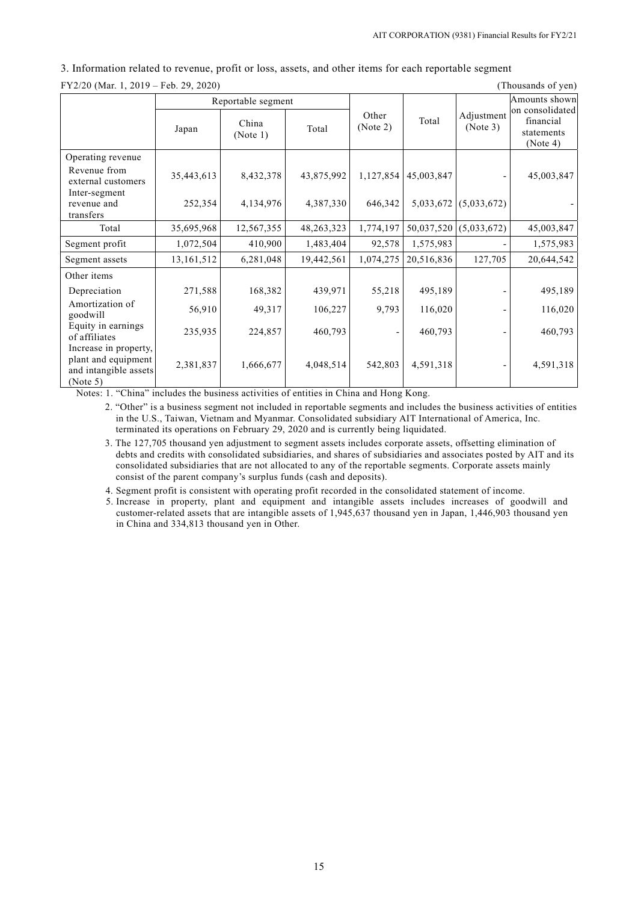3. Information related to revenue, profit or loss, assets, and other items for each reportable segment

FY2/20 (Mar. 1, 2019 – Feb. 29, 2020) (Thousands of yen)

| | Reportable segment | | | Other (Note 2) | Total | Adjustment (Note 3) | Amounts shown on consolidated financial statements (Note 4) |
|---|---|---|---|---|---|---|---|
| | Japan | China (Note 1) | Total | | | | |
| Operating revenue | | | | | | | |
| Revenue from external customers | 35,443,613 | 8,432,378 | 43,875,992 | 1,127,854 | 45,003,847 | - | 45,003,847 |
| Inter-segment revenue and transfers | 252,354 | 4,134,976 | 4,387,330 | 646,342 | 5,033,672 | (5,033,672) | - |
| Total | 35,695,968 | 12,567,355 | 48,263,323 | 1,774,197 | 50,037,520 | (5,033,672) | 45,003,847 |
| Segment profit | 1,072,504 | 410,900 | 1,483,404 | 92,578 | 1,575,983 | - | 1,575,983 |
| Segment assets | 13,161,512 | 6,281,048 | 19,442,561 | 1,074,275 | 20,516,836 | 127,705 | 20,644,542 |
| Other items | | | | | | | |
| Depreciation | 271,588 | 168,382 | 439,971 | 55,218 | 495,189 | - | 495,189 |
| Amortization of goodwill | 56,910 | 49,317 | 106,227 | 9,793 | 116,020 | - | 116,020 |
| Equity in earnings of affiliates | 235,935 | 224,857 | 460,793 | - | 460,793 | - | 460,793 |
| Increase in property, plant and equipment and intangible assets (Note 5) | 2,381,837 | 1,666,677 | 4,048,514 | 542,803 | 4,591,318 | - | 4,591,318 |

Notes: 1. "China" includes the business activities of entities in China and Hong Kong.

2. "Other" is a business segment not included in reportable segments and includes the business activities of entities in the U.S., Taiwan, Vietnam and Myanmar. Consolidated subsidiary AIT International of America, Inc. terminated its operations on February 29, 2020 and is currently being liquidated.

3. The 127,705 thousand yen adjustment to segment assets includes corporate assets, offsetting elimination of debts and credits with consolidated subsidiaries, and shares of subsidiaries and associates posted by AIT and its consolidated subsidiaries that are not allocated to any of the reportable segments. Corporate assets mainly consist of the parent company's surplus funds (cash and deposits).

4. Segment profit is consistent with operating profit recorded in the consolidated statement of income.

5. Increase in property, plant and equipment and intangible assets includes increases of goodwill and customer-related assets that are intangible assets of 1,945,637 thousand yen in Japan, 1,446,903 thousand yen in China and 334,813 thousand yen in Other.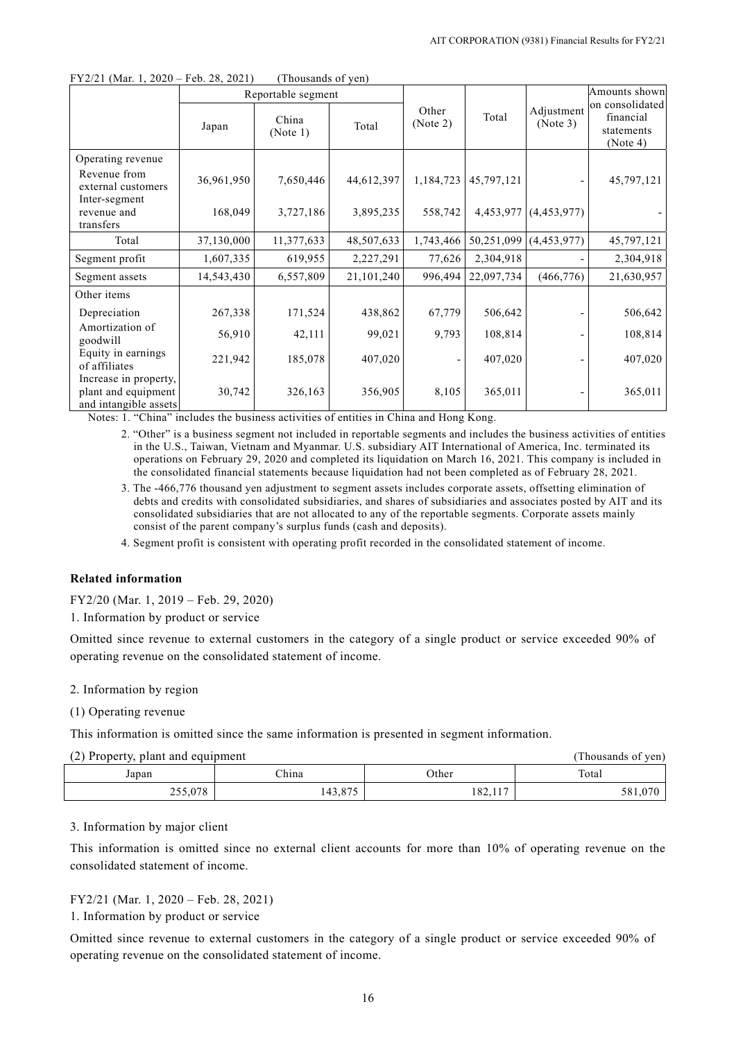FY2/21 (Mar. 1, 2020 – Feb. 28, 2021) (Thousands of yen)

| | Reportable segment | | | Other (Note 2) | Total | Adjustment (Note 3) | Amounts shown on consolidated financial statements (Note 4) |
|---|---|---|---|---|---|---|---|
| | Japan | China (Note 1) | Total | | | | |
| Operating revenue | | | | | | | |
| Revenue from external customers | 36,961,950 | 7,650,446 | 44,612,397 | 1,184,723 | 45,797,121 | - | 45,797,121 |
| Inter-segment revenue and transfers | 168,049 | 3,727,186 | 3,895,235 | 558,742 | 4,453,977 | (4,453,977) | - |
| Total | 37,130,000 | 11,377,633 | 48,507,633 | 1,743,466 | 50,251,099 | (4,453,977) | 45,797,121 |
| Segment profit | 1,607,335 | 619,955 | 2,227,291 | 77,626 | 2,304,918 | - | 2,304,918 |
| Segment assets | 14,543,430 | 6,557,809 | 21,101,240 | 996,494 | 22,097,734 | (466,776) | 21,630,957 |
| Other items | | | | | | | |
| Depreciation | 267,338 | 171,524 | 438,862 | 67,779 | 506,642 | - | 506,642 |
| Amortization of goodwill | 56,910 | 42,111 | 99,021 | 9,793 | 108,814 | - | 108,814 |
| Equity in earnings of affiliates | 221,942 | 185,078 | 407,020 | - | 407,020 | - | 407,020 |
| Increase in property, plant and equipment and intangible assets | 30,742 | 326,163 | 356,905 | 8,105 | 365,011 | - | 365,011 |

Notes: 1. "China" includes the business activities of entities in China and Hong Kong.

2. "Other" is a business segment not included in reportable segments and includes the business activities of entities in the U.S., Taiwan, Vietnam and Myanmar. U.S. subsidiary AIT International of America, Inc. terminated its operations on February 29, 2020 and completed its liquidation on March 16, 2021. This company is included in the consolidated financial statements because liquidation had not been completed as of February 28, 2021.

3. The -466,776 thousand yen adjustment to segment assets includes corporate assets, offsetting elimination of debts and credits with consolidated subsidiaries, and shares of subsidiaries and associates posted by AIT and its consolidated subsidiaries that are not allocated to any of the reportable segments. Corporate assets mainly consist of the parent company's surplus funds (cash and deposits).

4. Segment profit is consistent with operating profit recorded in the consolidated statement of income.

**Related information**

FY2/20 (Mar. 1, 2019 – Feb. 29, 2020)

1. Information by product or service

Omitted since revenue to external customers in the category of a single product or service exceeded 90% of operating revenue on the consolidated statement of income.

2. Information by region

(1) Operating revenue

This information is omitted since the same information is presented in segment information.

(2) Property, plant and equipment (Thousands of yen)

| Japan | China | Other | Total |
|---|---|---|---|
| 255,078 | 143,875 | 182,117 | 581,070 |

3. Information by major client

This information is omitted since no external client accounts for more than 10% of operating revenue on the consolidated statement of income.

FY2/21 (Mar. 1, 2020 – Feb. 28, 2021)

1. Information by product or service

Omitted since revenue to external customers in the category of a single product or service exceeded 90% of operating revenue on the consolidated statement of income.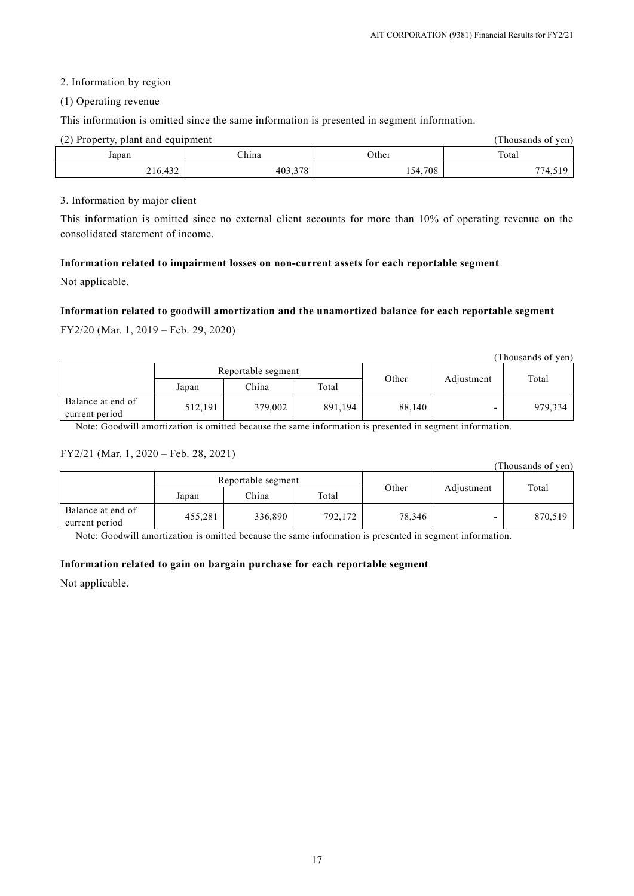2. Information by region

(1) Operating revenue

This information is omitted since the same information is presented in segment information.

(2) Property, plant and equipment

(Thousands of yen)

| Japan | China | Other | Total |
|---|---|---|---|
| 216,432 | 403,378 | 154,708 | 774,519 |

3. Information by major client

This information is omitted since no external client accounts for more than 10% of operating revenue on the consolidated statement of income.

**Information related to impairment losses on non-current assets for each reportable segment**

Not applicable.

**Information related to goodwill amortization and the unamortized balance for each reportable segment**

FY2/20 (Mar. 1, 2019 – Feb. 29, 2020)

(Thousands of yen)

| | Reportable segment | | | Other | Adjustment | Total |
|---|---|---|---|---|---|---|
| | Japan | China | Total | | | |
| Balance at end of current period | 512,191 | 379,002 | 891,194 | 88,140 | - | 979,334 |

Note: Goodwill amortization is omitted because the same information is presented in segment information.

FY2/21 (Mar. 1, 2020 – Feb. 28, 2021)

(Thousands of yen)

| | Reportable segment | | | Other | Adjustment | Total |
|---|---|---|---|---|---|---|
| | Japan | China | Total | | | |
| Balance at end of current period | 455,281 | 336,890 | 792,172 | 78,346 | - | 870,519 |

Note: Goodwill amortization is omitted because the same information is presented in segment information.

**Information related to gain on bargain purchase for each reportable segment**

Not applicable.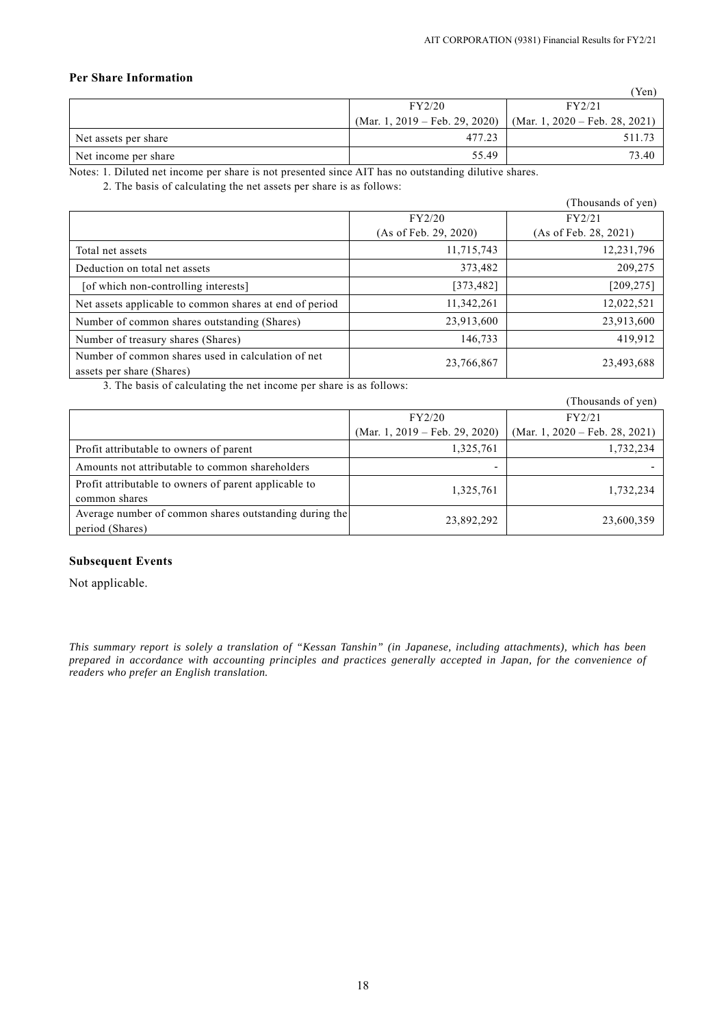### Per Share Information

(Yen)

| | FY2/20 (Mar. 1, 2019 – Feb. 29, 2020) | FY2/21 (Mar. 1, 2020 – Feb. 28, 2021) |
|---|---|---|
| Net assets per share | 477.23 | 511.73 |
| Net income per share | 55.49 | 73.40 |

Notes: 1. Diluted net income per share is not presented since AIT has no outstanding dilutive shares.

2. The basis of calculating the net assets per share is as follows:

(Thousands of yen)

| | FY2/20 (As of Feb. 29, 2020) | FY2/21 (As of Feb. 28, 2021) |
|---|---|---|
| Total net assets | 11,715,743 | 12,231,796 |
| Deduction on total net assets | 373,482 | 209,275 |
| [of which non-controlling interests] | [373,482] | [209,275] |
| Net assets applicable to common shares at end of period | 11,342,261 | 12,022,521 |
| Number of common shares outstanding (Shares) | 23,913,600 | 23,913,600 |
| Number of treasury shares (Shares) | 146,733 | 419,912 |
| Number of common shares used in calculation of net assets per share (Shares) | 23,766,867 | 23,493,688 |

3. The basis of calculating the net income per share is as follows:

(Thousands of yen)

| | FY2/20 (Mar. 1, 2019 – Feb. 29, 2020) | FY2/21 (Mar. 1, 2020 – Feb. 28, 2021) |
|---|---|---|
| Profit attributable to owners of parent | 1,325,761 | 1,732,234 |
| Amounts not attributable to common shareholders | - | - |
| Profit attributable to owners of parent applicable to common shares | 1,325,761 | 1,732,234 |
| Average number of common shares outstanding during the period (Shares) | 23,892,292 | 23,600,359 |

### Subsequent Events

Not applicable.

*This summary report is solely a translation of "Kessan Tanshin" (in Japanese, including attachments), which has been prepared in accordance with accounting principles and practices generally accepted in Japan, for the convenience of readers who prefer an English translation.*